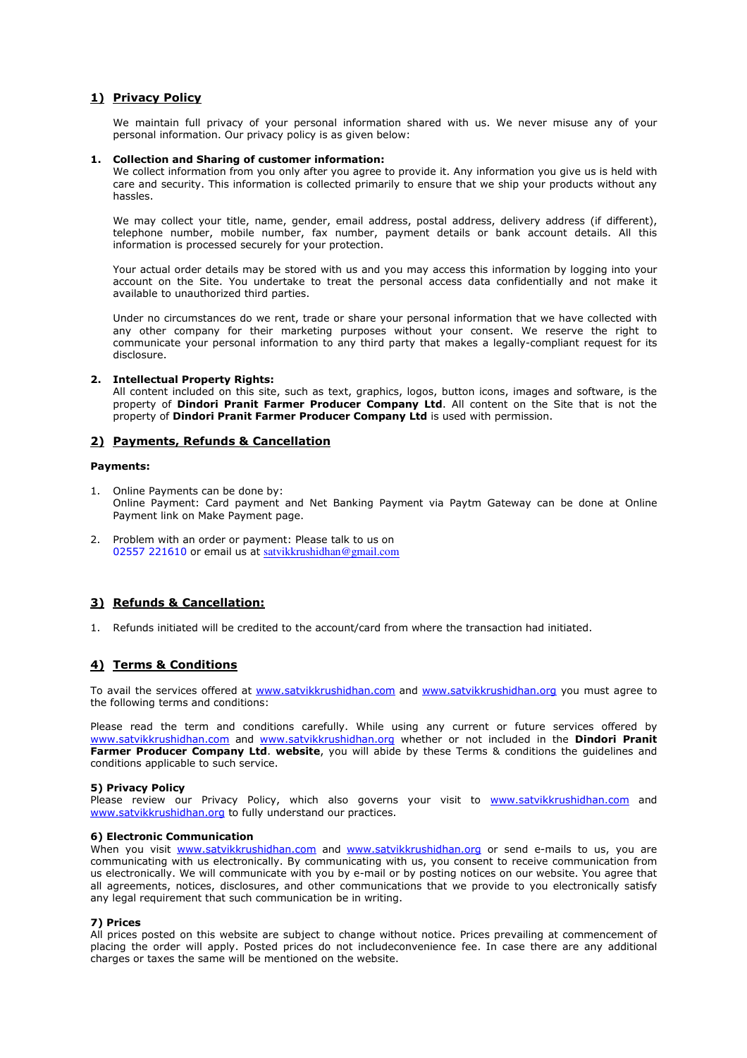## 1) Privacy Policy

We maintain full privacy of your personal information shared with us. We never misuse any of your personal information. Our privacy policy is as given below:

**1. Collection and Sharing of customer information:**

We collect information from you only after you agree to provide it. Any information you give us is held with care and security. This information is collected primarily to ensure that we ship your products without any hassles.

We may collect your title, name, gender, email address, postal address, delivery address (if different), telephone number, mobile number, fax number, payment details or bank account details. All this information is processed securely for your protection.

Your actual order details may be stored with us and you may access this information by logging into your account on the Site. You undertake to treat the personal access data confidentially and not make it available to unauthorized third parties.

Under no circumstances do we rent, trade or share your personal information that we have collected with any other company for their marketing purposes without your consent. We reserve the right to communicate your personal information to any third party that makes a legally-compliant request for its disclosure.

**2. Intellectual Property Rights:**

All content included on this site, such as text, graphics, logos, button icons, images and software, is the property of **Dindori Pranit Farmer Producer Company Ltd**. All content on the Site that is not the property of **Dindori Pranit Farmer Producer Company Ltd** is used with permission.

## 2) Payments, Refunds & Cancellation

**Payments:**

1. Online Payments can be done by:
   Online Payment: Card payment and Net Banking Payment via Paytm Gateway can be done at Online Payment link on Make Payment page.

2. Problem with an order or payment: Please talk to us on 02557 221610 or email us at satvikkrushidhan@gmail.com

## 3) Refunds & Cancellation:

1. Refunds initiated will be credited to the account/card from where the transaction had initiated.

## 4) Terms & Conditions

To avail the services offered at www.satvikkrushidhan.com and www.satvikkrushidhan.org you must agree to the following terms and conditions:

Please read the term and conditions carefully. While using any current or future services offered by www.satvikkrushidhan.com and www.satvikkrushidhan.org whether or not included in the **Dindori Pranit Farmer Producer Company Ltd**. **website**, you will abide by these Terms & conditions the guidelines and conditions applicable to such service.

**5) Privacy Policy**

Please review our Privacy Policy, which also governs your visit to www.satvikkrushidhan.com and www.satvikkrushidhan.org to fully understand our practices.

**6) Electronic Communication**

When you visit www.satvikkrushidhan.com and www.satvikkrushidhan.org or send e-mails to us, you are communicating with us electronically. By communicating with us, you consent to receive communication from us electronically. We will communicate with you by e-mail or by posting notices on our website. You agree that all agreements, notices, disclosures, and other communications that we provide to you electronically satisfy any legal requirement that such communication be in writing.

**7) Prices**

All prices posted on this website are subject to change without notice. Prices prevailing at commencement of placing the order will apply. Posted prices do not includeconvenience fee. In case there are any additional charges or taxes the same will be mentioned on the website.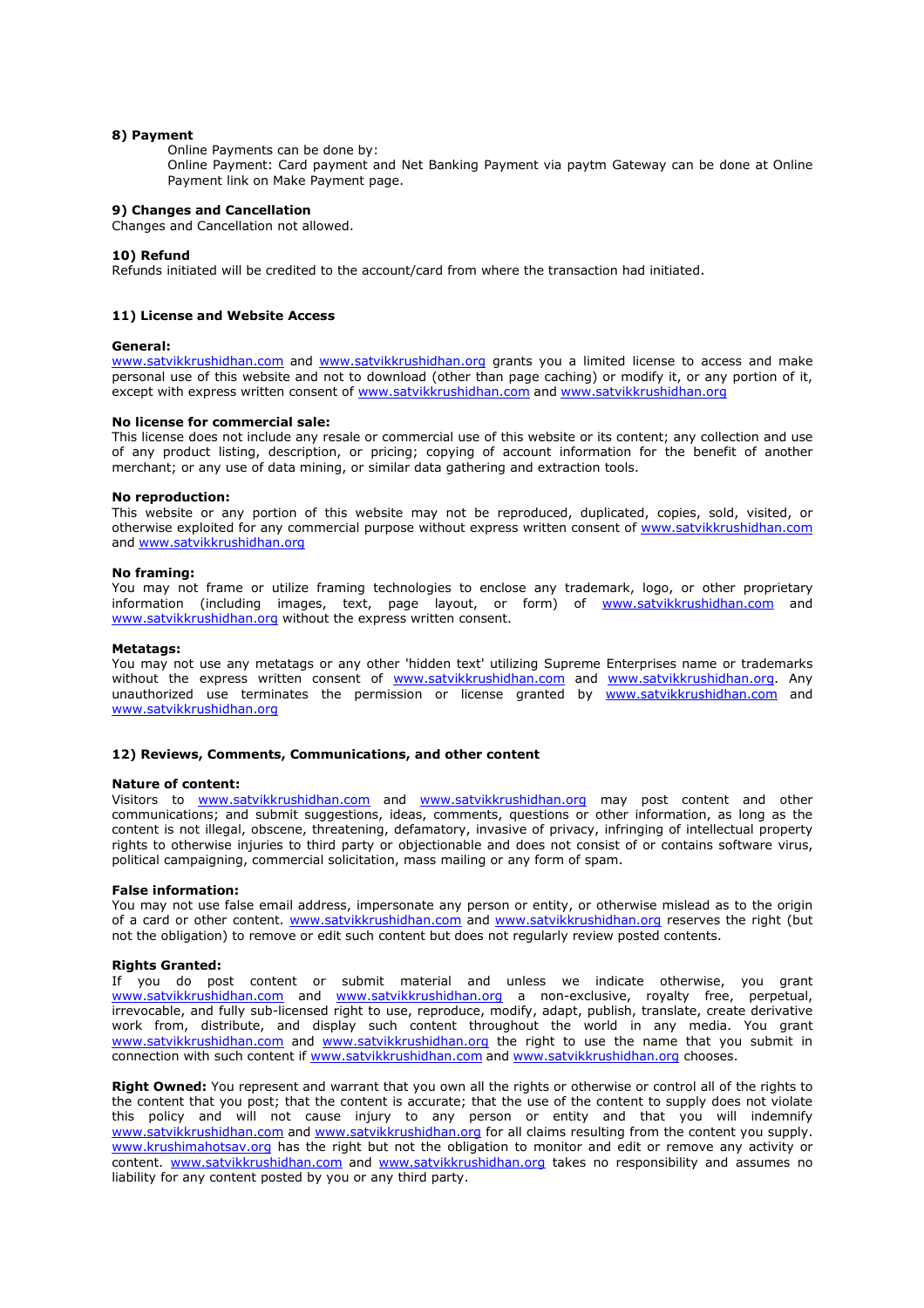**8) Payment**

Online Payments can be done by:
Online Payment: Card payment and Net Banking Payment via paytm Gateway can be done at Online Payment link on Make Payment page.

**9) Changes and Cancellation**

Changes and Cancellation not allowed.

**10) Refund**

Refunds initiated will be credited to the account/card from where the transaction had initiated.

**11) License and Website Access**

**General:**
www.satvikkrushidhan.com and www.satvikkrushidhan.org grants you a limited license to access and make personal use of this website and not to download (other than page caching) or modify it, or any portion of it, except with express written consent of www.satvikkrushidhan.com and www.satvikkrushidhan.org

**No license for commercial sale:**
This license does not include any resale or commercial use of this website or its content; any collection and use of any product listing, description, or pricing; copying of account information for the benefit of another merchant; or any use of data mining, or similar data gathering and extraction tools.

**No reproduction:**
This website or any portion of this website may not be reproduced, duplicated, copies, sold, visited, or otherwise exploited for any commercial purpose without express written consent of www.satvikkrushidhan.com and www.satvikkrushidhan.org

**No framing:**
You may not frame or utilize framing technologies to enclose any trademark, logo, or other proprietary information (including images, text, page layout, or form) of www.satvikkrushidhan.com and www.satvikkrushidhan.org without the express written consent.

**Metatags:**
You may not use any metatags or any other 'hidden text' utilizing Supreme Enterprises name or trademarks without the express written consent of www.satvikkrushidhan.com and www.satvikkrushidhan.org. Any unauthorized use terminates the permission or license granted by www.satvikkrushidhan.com and www.satvikkrushidhan.org

**12) Reviews, Comments, Communications, and other content**

**Nature of content:**
Visitors to www.satvikkrushidhan.com and www.satvikkrushidhan.org may post content and other communications; and submit suggestions, ideas, comments, questions or other information, as long as the content is not illegal, obscene, threatening, defamatory, invasive of privacy, infringing of intellectual property rights to otherwise injuries to third party or objectionable and does not consist of or contains software virus, political campaigning, commercial solicitation, mass mailing or any form of spam.

**False information:**
You may not use false email address, impersonate any person or entity, or otherwise mislead as to the origin of a card or other content. www.satvikkrushidhan.com and www.satvikkrushidhan.org reserves the right (but not the obligation) to remove or edit such content but does not regularly review posted contents.

**Rights Granted:**
If you do post content or submit material and unless we indicate otherwise, you grant www.satvikkrushidhan.com and www.satvikkrushidhan.org a non-exclusive, royalty free, perpetual, irrevocable, and fully sub-licensed right to use, reproduce, modify, adapt, publish, translate, create derivative work from, distribute, and display such content throughout the world in any media. You grant www.satvikkrushidhan.com and www.satvikkrushidhan.org the right to use the name that you submit in connection with such content if www.satvikkrushidhan.com and www.satvikkrushidhan.org chooses.

**Right Owned:** You represent and warrant that you own all the rights or otherwise or control all of the rights to the content that you post; that the content is accurate; that the use of the content to supply does not violate this policy and will not cause injury to any person or entity and that you will indemnify www.satvikkrushidhan.com and www.satvikkrushidhan.org for all claims resulting from the content you supply. www.krushimahotsav.org has the right but not the obligation to monitor and edit or remove any activity or content. www.satvikkrushidhan.com and www.satvikkrushidhan.org takes no responsibility and assumes no liability for any content posted by you or any third party.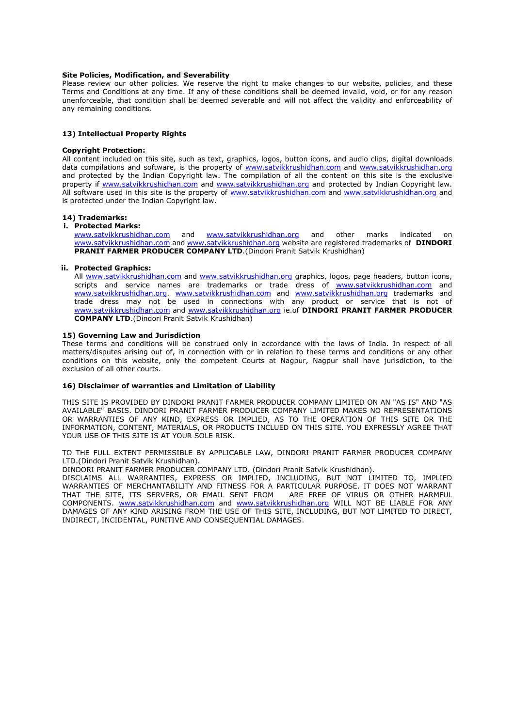**Site Policies, Modification, and Severability**

Please review our other policies. We reserve the right to make changes to our website, policies, and these Terms and Conditions at any time. If any of these conditions shall be deemed invalid, void, or for any reason unenforceable, that condition shall be deemed severable and will not affect the validity and enforceability of any remaining conditions.

**13) Intellectual Property Rights**

**Copyright Protection:**

All content included on this site, such as text, graphics, logos, button icons, and audio clips, digital downloads data compilations and software, is the property of www.satvikkrushidhan.com and www.satvikkrushidhan.org and protected by the Indian Copyright law. The compilation of all the content on this site is the exclusive property if www.satvikkrushidhan.com and www.satvikkrushidhan.org and protected by Indian Copyright law. All software used in this site is the property of www.satvikkrushidhan.com and www.satvikkrushidhan.org and is protected under the Indian Copyright law.

**14) Trademarks:**

**i. Protected Marks:**

www.satvikkrushidhan.com and www.satvikkrushidhan.org and other marks indicated on www.satvikkrushidhan.com and www.satvikkrushidhan.org website are registered trademarks of **DINDORI PRANIT FARMER PRODUCER COMPANY LTD**.(Dindori Pranit Satvik Krushidhan)

**ii. Protected Graphics:**

All www.satvikkrushidhan.com and www.satvikkrushidhan.org graphics, logos, page headers, button icons, scripts and service names are trademarks or trade dress of www.satvikkrushidhan.com and www.satvikkrushidhan.org. www.satvikkrushidhan.com and www.satvikkrushidhan.org trademarks and trade dress may not be used in connections with any product or service that is not of www.satvikkrushidhan.com and www.satvikkrushidhan.org ie.of **DINDORI PRANIT FARMER PRODUCER COMPANY LTD**.(Dindori Pranit Satvik Krushidhan)

**15) Governing Law and Jurisdiction**

These terms and conditions will be construed only in accordance with the laws of India. In respect of all matters/disputes arising out of, in connection with or in relation to these terms and conditions or any other conditions on this website, only the competent Courts at Nagpur, Nagpur shall have jurisdiction, to the exclusion of all other courts.

**16) Disclaimer of warranties and Limitation of Liability**

THIS SITE IS PROVIDED BY DINDORI PRANIT FARMER PRODUCER COMPANY LIMITED ON AN "AS IS" AND "AS AVAILABLE" BASIS. DINDORI PRANIT FARMER PRODUCER COMPANY LIMITED MAKES NO REPRESENTATIONS OR WARRANTIES OF ANY KIND, EXPRESS OR IMPLIED, AS TO THE OPERATION OF THIS SITE OR THE INFORMATION, CONTENT, MATERIALS, OR PRODUCTS INCLUED ON THIS SITE. YOU EXPRESSLY AGREE THAT YOUR USE OF THIS SITE IS AT YOUR SOLE RISK.

TO THE FULL EXTENT PERMISSIBLE BY APPLICABLE LAW, DINDORI PRANIT FARMER PRODUCER COMPANY LTD.(Dindori Pranit Satvik Krushidhan).
DINDORI PRANIT FARMER PRODUCER COMPANY LTD. (Dindori Pranit Satvik Krushidhan).
DISCLAIMS ALL WARRANTIES, EXPRESS OR IMPLIED, INCLUDING, BUT NOT LIMITED TO, IMPLIED WARRANTIES OF MERCHANTABILITY AND FITNESS FOR A PARTICULAR PURPOSE. IT DOES NOT WARRANT THAT THE SITE, ITS SERVERS, OR EMAIL SENT FROM ARE FREE OF VIRUS OR OTHER HARMFUL COMPONENTS. www.satvikkrushidhan.com and www.satvikkrushidhan.org WILL NOT BE LIABLE FOR ANY DAMAGES OF ANY KIND ARISING FROM THE USE OF THIS SITE, INCLUDING, BUT NOT LIMITED TO DIRECT, INDIRECT, INCIDENTAL, PUNITIVE AND CONSEQUENTIAL DAMAGES.